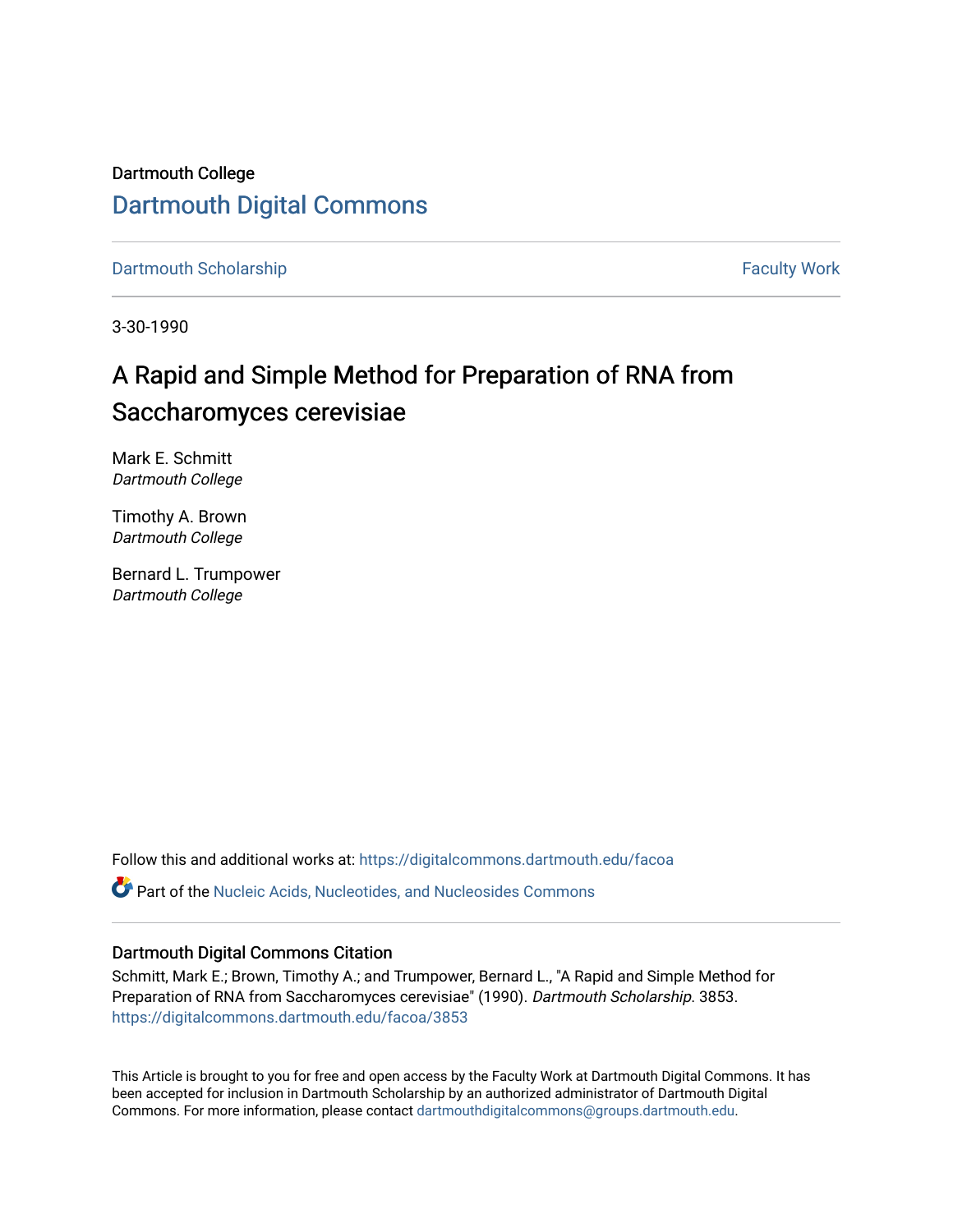Dartmouth College

# Dartmouth Digital Commons

Dartmouth Scholarship | Faculty Work

3-30-1990

# A Rapid and Simple Method for Preparation of RNA from Saccharomyces cerevisiae

Mark E. Schmitt
*Dartmouth College*

Timothy A. Brown
*Dartmouth College*

Bernard L. Trumpower
*Dartmouth College*

Follow this and additional works at: https://digitalcommons.dartmouth.edu/facoa

Part of the Nucleic Acids, Nucleotides, and Nucleosides Commons

### Dartmouth Digital Commons Citation

Schmitt, Mark E.; Brown, Timothy A.; and Trumpower, Bernard L., "A Rapid and Simple Method for Preparation of RNA from Saccharomyces cerevisiae" (1990). *Dartmouth Scholarship*. 3853.
https://digitalcommons.dartmouth.edu/facoa/3853

This Article is brought to you for free and open access by the Faculty Work at Dartmouth Digital Commons. It has been accepted for inclusion in Dartmouth Scholarship by an authorized administrator of Dartmouth Digital Commons. For more information, please contact dartmouthdigitalcommons@groups.dartmouth.edu.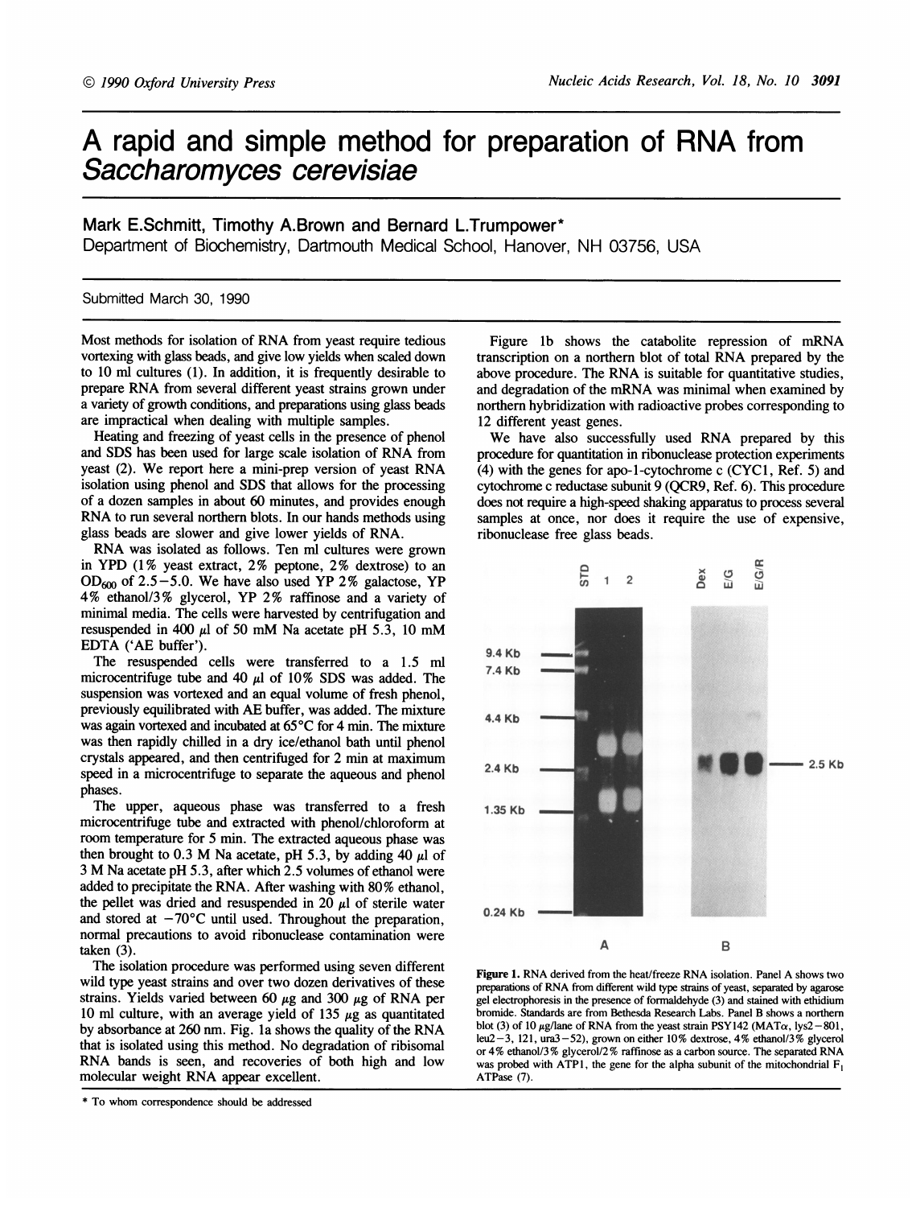# A rapid and simple method for preparation of RNA from *Saccharomyces cerevisiae*

**Mark E.Schmitt, Timothy A.Brown and Bernard L.Trumpower***

Department of Biochemistry, Dartmouth Medical School, Hanover, NH 03756, USA

Submitted March 30, 1990

Most methods for isolation of RNA from yeast require tedious vortexing with glass beads, and give low yields when scaled down to 10 ml cultures (1). In addition, it is frequently desirable to prepare RNA from several different yeast strains grown under a variety of growth conditions, and preparations using glass beads are impractical when dealing with multiple samples.

Heating and freezing of yeast cells in the presence of phenol and SDS has been used for large scale isolation of RNA from yeast (2). We report here a mini-prep version of yeast RNA isolation using phenol and SDS that allows for the processing of a dozen samples in about 60 minutes, and provides enough RNA to run several northern blots. In our hands methods using glass beads are slower and give lower yields of RNA.

RNA was isolated as follows. Ten ml cultures were grown in YPD (1% yeast extract, 2% peptone, 2% dextrose) to an $OD_{600}$ of 2.5–5.0. We have also used YP 2% galactose, YP 4% ethanol/3% glycerol, YP 2% raffinose and a variety of minimal media. The cells were harvested by centrifugation and resuspended in 400 μl of 50 mM Na acetate pH 5.3, 10 mM EDTA ('AE buffer').

The resuspended cells were transferred to a 1.5 ml microcentrifuge tube and 40 μl of 10% SDS was added. The suspension was vortexed and an equal volume of fresh phenol, previously equilibrated with AE buffer, was added. The mixture was again vortexed and incubated at 65°C for 4 min. The mixture was then rapidly chilled in a dry ice/ethanol bath until phenol crystals appeared, and then centrifuged for 2 min at maximum speed in a microcentrifuge to separate the aqueous and phenol phases.

The upper, aqueous phase was transferred to a fresh microcentrifuge tube and extracted with phenol/chloroform at room temperature for 5 min. The extracted aqueous phase was then brought to 0.3 M Na acetate, pH 5.3, by adding 40 μl of 3 M Na acetate pH 5.3, after which 2.5 volumes of ethanol were added to precipitate the RNA. After washing with 80% ethanol, the pellet was dried and resuspended in 20 μl of sterile water and stored at −70°C until used. Throughout the preparation, normal precautions to avoid ribonuclease contamination were taken (3).

The isolation procedure was performed using seven different wild type yeast strains and over two dozen derivatives of these strains. Yields varied between 60 μg and 300 μg of RNA per 10 ml culture, with an average yield of 135 μg as quantitated by absorbance at 260 nm. Fig. 1a shows the quality of the RNA that is isolated using this method. No degradation of ribisomal RNA bands is seen, and recoveries of both high and low molecular weight RNA appear excellent.

Figure 1b shows the catabolite repression of mRNA transcription on a northern blot of total RNA prepared by the above procedure. The RNA is suitable for quantitative studies, and degradation of the mRNA was minimal when examined by northern hybridization with radioactive probes corresponding to 12 different yeast genes.

We have also successfully used RNA prepared by this procedure for quantitation in ribonuclease protection experiments (4) with the genes for apo-1-cytochrome c (CYC1, Ref. 5) and cytochrome c reductase subunit 9 (QCR9, Ref. 6). This procedure does not require a high-speed shaking apparatus to process several samples at once, nor does it require the use of expensive, ribonuclease free glass beads.

**Figure 1.** RNA derived from the heat/freeze RNA isolation. Panel A shows two preparations of RNA from different wild type strains of yeast, separated by agarose gel electrophoresis in the presence of formaldehyde (3) and stained with ethidium bromide. Standards are from Bethesda Research Labs. Panel B shows a northern blot (3) of 10 μg/lane of RNA from the yeast strain PSY142 (MATα, lys2−801, leu2−3, 121, ura3−52), grown on either 10% dextrose, 4% ethanol/3% glycerol or 4% ethanol/3% glycerol/2% raffinose as a carbon source. The separated RNA was probed with ATP1, the gene for the alpha subunit of the mitochondrial $F_1$ ATPase (7).

\* To whom correspondence should be addressed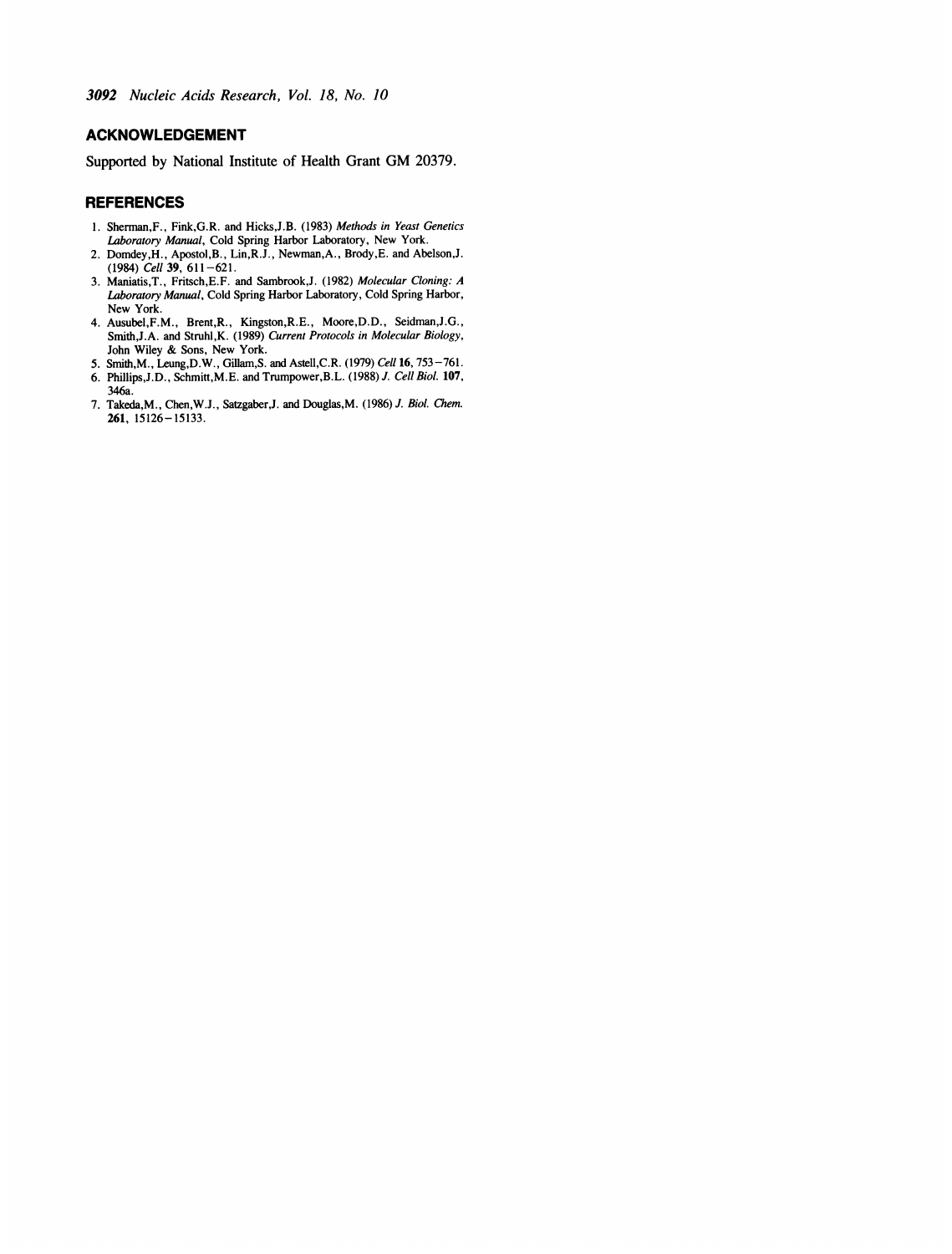## ACKNOWLEDGEMENT

Supported by National Institute of Health Grant GM 20379.

## REFERENCES

1. Sherman,F., Fink,G.R. and Hicks,J.B. (1983) *Methods in Yeast Genetics Laboratory Manual*, Cold Spring Harbor Laboratory, New York.
2. Domdey,H., Apostol,B., Lin,R.J., Newman,A., Brody,E. and Abelson,J. (1984) *Cell* **39**, 611–621.
3. Maniatis,T., Fritsch,E.F. and Sambrook,J. (1982) *Molecular Cloning: A Laboratory Manual*, Cold Spring Harbor Laboratory, Cold Spring Harbor, New York.
4. Ausubel,F.M., Brent,R., Kingston,R.E., Moore,D.D., Seidman,J.G., Smith,J.A. and Struhl,K. (1989) *Current Protocols in Molecular Biology*, John Wiley & Sons, New York.
5. Smith,M., Leung,D.W., Gillam,S. and Astell,C.R. (1979) *Cell* **16**, 753–761.
6. Phillips,J.D., Schmitt,M.E. and Trumpower,B.L. (1988) *J. Cell Biol.* **107**, 346a.
7. Takeda,M., Chen,W.J., Satzgaber,J. and Douglas,M. (1986) *J. Biol. Chem.* **261**, 15126–15133.